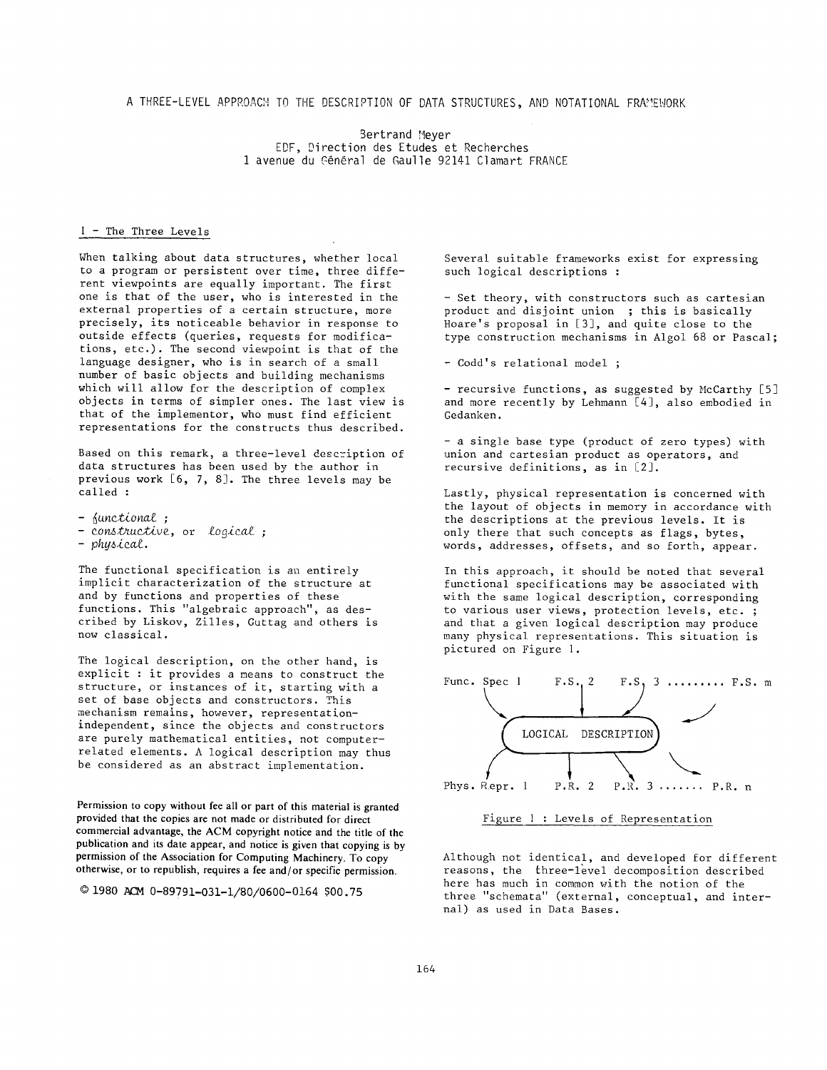# A THREE-LEVEL APPROACH TO THE DESCRIPTION OF DATA STRUCTURES, AND NOTATIONAL FRAMEWORK

Bertrand Meyer
EDF, Direction des Etudes et Recherches
1 avenue du Général de Gaulle 92141 Clamart FRANCE

## 1 - The Three Levels

When talking about data structures, whether local to a program or persistent over time, three different viewpoints are equally important. The first one is that of the user, who is interested in the external properties of a certain structure, more precisely, its noticeable behavior in response to outside effects (queries, requests for modifications, etc.). The second viewpoint is that of the language designer, who is in search of a small number of basic objects and building mechanisms which will allow for the description of complex objects in terms of simpler ones. The last view is that of the implementor, who must find efficient representations for the constructs thus described.

Based on this remark, a three-level description of data structures has been used by the author in previous work [6, 7, 8]. The three levels may be called :

- *functional* ;
- *constructive*, or *logical* ;
- *physical*.

The functional specification is an entirely implicit characterization of the structure at and by functions and properties of these functions. This "algebraic approach", as described by Liskov, Zilles, Guttag and others is now classical.

The logical description, on the other hand, is explicit : it provides a means to construct the structure, or instances of it, starting with a set of base objects and constructors. This mechanism remains, however, representation-independent, since the objects and constructors are purely mathematical entities, not computer-related elements. A logical description may thus be considered as an abstract implementation.

Permission to copy without fee all or part of this material is granted provided that the copies are not made or distributed for direct commercial advantage, the ACM copyright notice and the title of the publication and its date appear, and notice is given that copying is by permission of the Association for Computing Machinery. To copy otherwise, or to republish, requires a fee and/or specific permission.

© 1980 ACM 0-89791-031-1/80/0600-0164 $00.75

Several suitable frameworks exist for expressing such logical descriptions :

- Set theory, with constructors such as cartesian product and disjoint union ; this is basically Hoare's proposal in [3], and quite close to the type construction mechanisms in Algol 68 or Pascal;

- Codd's relational model ;

- recursive functions, as suggested by McCarthy [5] and more recently by Lehmann [4], also embodied in Gedanken.

- a single base type (product of zero types) with union and cartesian product as operators, and recursive definitions, as in [2].

Lastly, physical representation is concerned with the layout of objects in memory in accordance with the descriptions at the previous levels. It is only there that such concepts as flags, bytes, words, addresses, offsets, and so forth, appear.

In this approach, it should be noted that several functional specifications may be associated with with the same logical description, corresponding to various user views, protection levels, etc. ; and that a given logical description may produce many physical representations. This situation is pictured on Figure 1.

```
Func. Spec 1      F.S. 2      F.S. 3 ......... F.S. m
        \            |          /              /
         ( LOGICAL  DESCRIPTION )
        /            |          \              \
Phys. Repr. 1     P.R. 2      P.R. 3 ....... P.R. n
```

Figure 1 : Levels of Representation

Although not identical, and developed for different reasons, the three-level decomposition described here has much in common with the notion of the three "schemata" (external, conceptual, and internal) as used in Data Bases.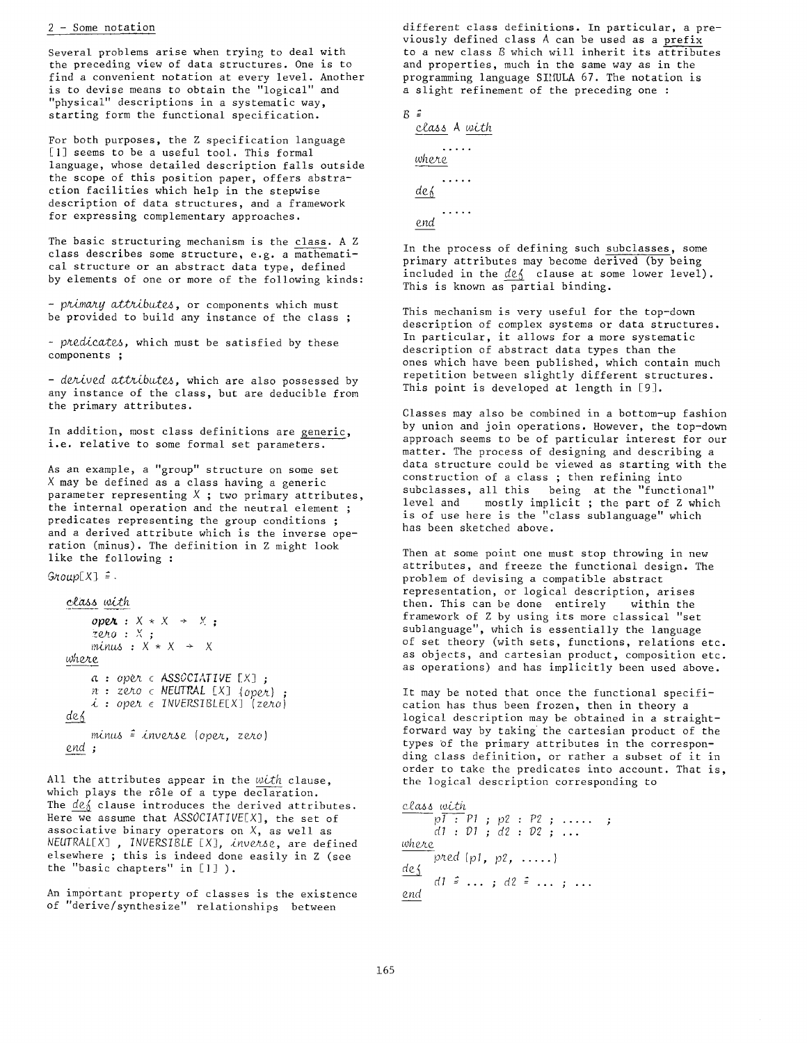## 2 - Some notation

Several problems arise when trying to deal with the preceding view of data structures. One is to find a convenient notation at every level. Another is to devise means to obtain the "logical" and "physical" descriptions in a systematic way, starting form the functional specification.

For both purposes, the Z specification language [1] seems to be a useful tool. This formal language, whose detailed description falls outside the scope of this position paper, offers abstraction facilities which help in the stepwise description of data structures, and a framework for expressing complementary approaches.

The basic structuring mechanism is the class. A Z class describes some structure, e.g. a mathematical structure or an abstract data type, defined by elements of one or more of the following kinds:

- *primary attributes*, or components which must be provided to build any instance of the class ;

- *predicates*, which must be satisfied by these components ;

- *derived attributes*, which are also possessed by any instance of the class, but are deducible from the primary attributes.

In addition, most class definitions are generic, i.e. relative to some formal set parameters.

As an example, a "group" structure on some set X may be defined as a class having a generic parameter representing X ; two primary attributes, the internal operation and the neutral element ; predicates representing the group conditions ; and a derived attribute which is the inverse operation (minus). The definition in Z might look like the following :

```
Group[X] ≙

  class with
      oper : X * X → X ;
      zero : X ;
      minus : X * X → X
  where
      a : oper ∈ ASSOCIATIVE [X] ;
      n : zero ∈ NEUTRAL [X] (oper) ;
      i : oper ∈ INVERSIBLE[X] (zero)
  def
      minus ≙ inverse (oper, zero)
  end ;
```

All the attributes appear in the *with* clause, which plays the rôle of a type declaration. The *def* clause introduces the derived attributes. Here we assume that *ASSOCIATIVE*[X], the set of associative binary operators on X, as well as *NEUTRAL*[X] , *INVERSIBLE* [X], *inverse*, are defined elsewhere ; this is indeed done easily in Z (see the "basic chapters" in [1] ).

An important property of classes is the existence of "derive/synthesize" relationships between different class definitions. In particular, a previously defined class A can be used as a prefix to a new class B which will inherit its attributes and properties, much in the same way as in the programming language SIMULA 67. The notation is a slight refinement of the preceding one :

```
B ≙
  class A with
      .....
  where
      .....
  def
      .....
  end
```

In the process of defining such subclasses, some primary attributes may become derived (by being included in the *def* clause at some lower level). This is known as partial binding.

This mechanism is very useful for the top-down description of complex systems or data structures. In particular, it allows for a more systematic description of abstract data types than the ones which have been published, which contain much repetition between slightly different structures. This point is developed at length in [9].

Classes may also be combined in a bottom-up fashion by union and join operations. However, the top-down approach seems to be of particular interest for our matter. The process of designing and describing a data structure could be viewed as starting with the construction of a class ; then refining into subclasses, all this being at the "functional" level and mostly implicit ; the part of Z which is of use here is the "class sublanguage" which has been sketched above.

Then at some point one must stop throwing in new attributes, and freeze the functional design. The problem of devising a compatible abstract representation, or logical description, arises then. This can be done entirely within the framework of Z by using its more classical "set sublanguage", which is essentially the language of set theory (with sets, functions, relations etc. as objects, and cartesian product, composition etc. as operations) and has implicitly been used above.

It may be noted that once the functional specification has thus been frozen, then in theory a logical description may be obtained in a straightforward way by taking the cartesian product of the types of the primary attributes in the corresponding class definition, or rather a subset of it in order to take the predicates into account. That is, the logical description corresponding to

```
class with
    p1 : P1 ; p2 : P2 ; ..... ;
    d1 : D1 ; d2 : D2 ; ...
where
    pred (p1, p2, .....)
def
    d1 ≙ ... ; d2 ≙ ... ; ...
end
```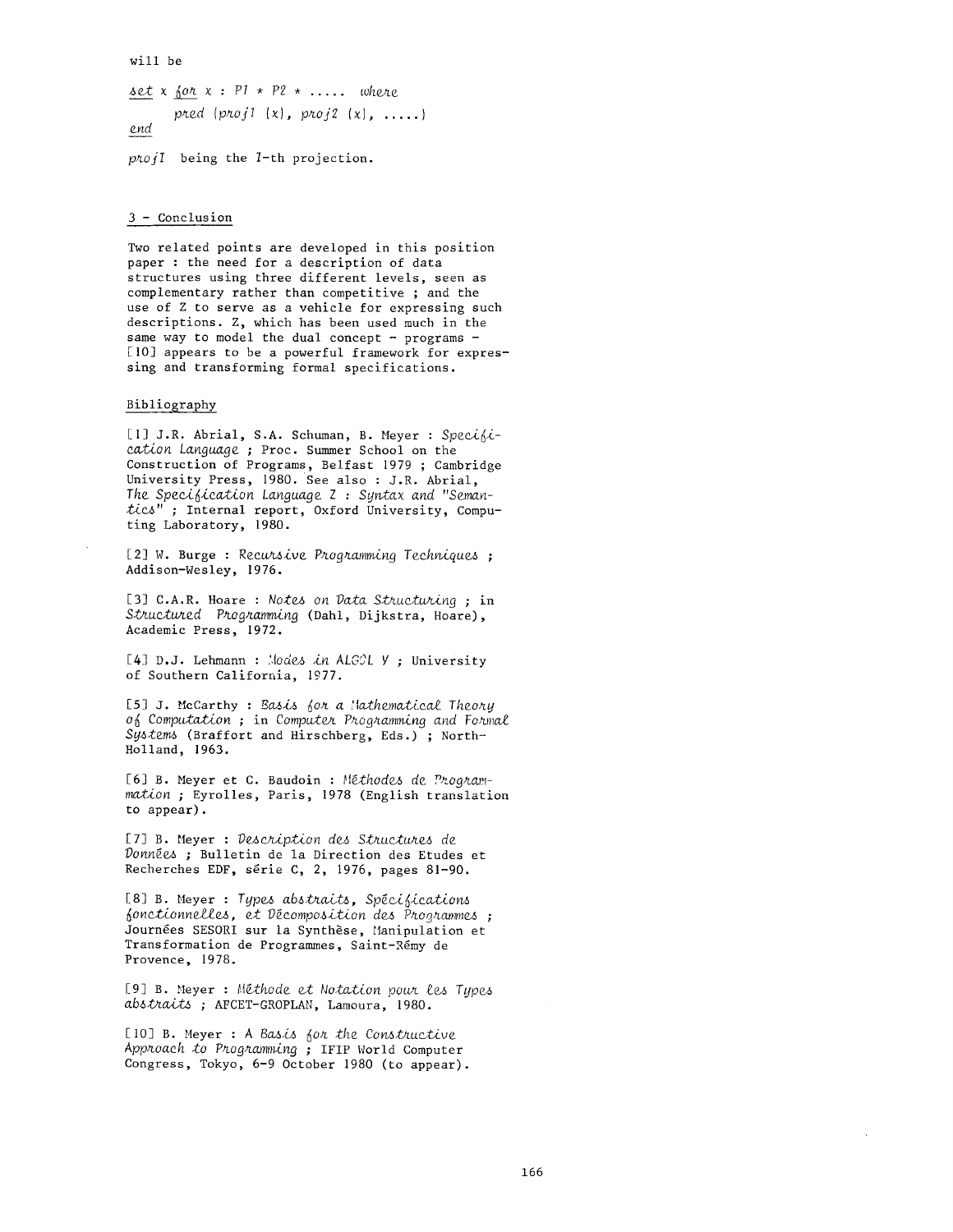will be

```
set x for x : P1 * P2 * ..... where
      pred (proj1 (x), proj2 (x), .....)
end
```

*projI* being the *I*-th projection.

## 3 - Conclusion

Two related points are developed in this position paper : the need for a description of data structures using three different levels, seen as complementary rather than competitive ; and the use of Z to serve as a vehicle for expressing such descriptions. Z, which has been used much in the same way to model the dual concept - programs - [10] appears to be a powerful framework for expressing and transforming formal specifications.

## Bibliography

[1] J.R. Abrial, S.A. Schuman, B. Meyer : *Specification Language* ; Proc. Summer School on the Construction of Programs, Belfast 1979 ; Cambridge University Press, 1980. See also : J.R. Abrial, *The Specification Language Z : Syntax and "Semantics"* ; Internal report, Oxford University, Computing Laboratory, 1980.

[2] W. Burge : *Recursive Programming Techniques* ; Addison-Wesley, 1976.

[3] C.A.R. Hoare : *Notes on Data Structuring* ; in *Structured Programming* (Dahl, Dijkstra, Hoare), Academic Press, 1972.

[4] D.J. Lehmann : *Modes in ALGOL Y* ; University of Southern California, 1977.

[5] J. McCarthy : *Basis for a Mathematical Theory of Computation* ; in *Computer Programming and Formal Systems* (Braffort and Hirschberg, Eds.) ; North-Holland, 1963.

[6] B. Meyer et C. Baudoin : *Méthodes de Programmation* ; Eyrolles, Paris, 1978 (English translation to appear).

[7] B. Meyer : *Description des Structures de Données* ; Bulletin de la Direction des Etudes et Recherches EDF, série C, 2, 1976, pages 81-90.

[8] B. Meyer : *Types abstraits, Spécifications fonctionnelles, et Décomposition des Programmes* ; Journées SESORI sur la Synthèse, Manipulation et Transformation de Programmes, Saint-Rémy de Provence, 1978.

[9] B. Meyer : *Méthode et Notation pour les Types abstraits* ; AFCET-GROPLAN, Lamoura, 1980.

[10] B. Meyer : *A Basis for the Constructive Approach to Programming* ; IFIP World Computer Congress, Tokyo, 6-9 October 1980 (to appear).